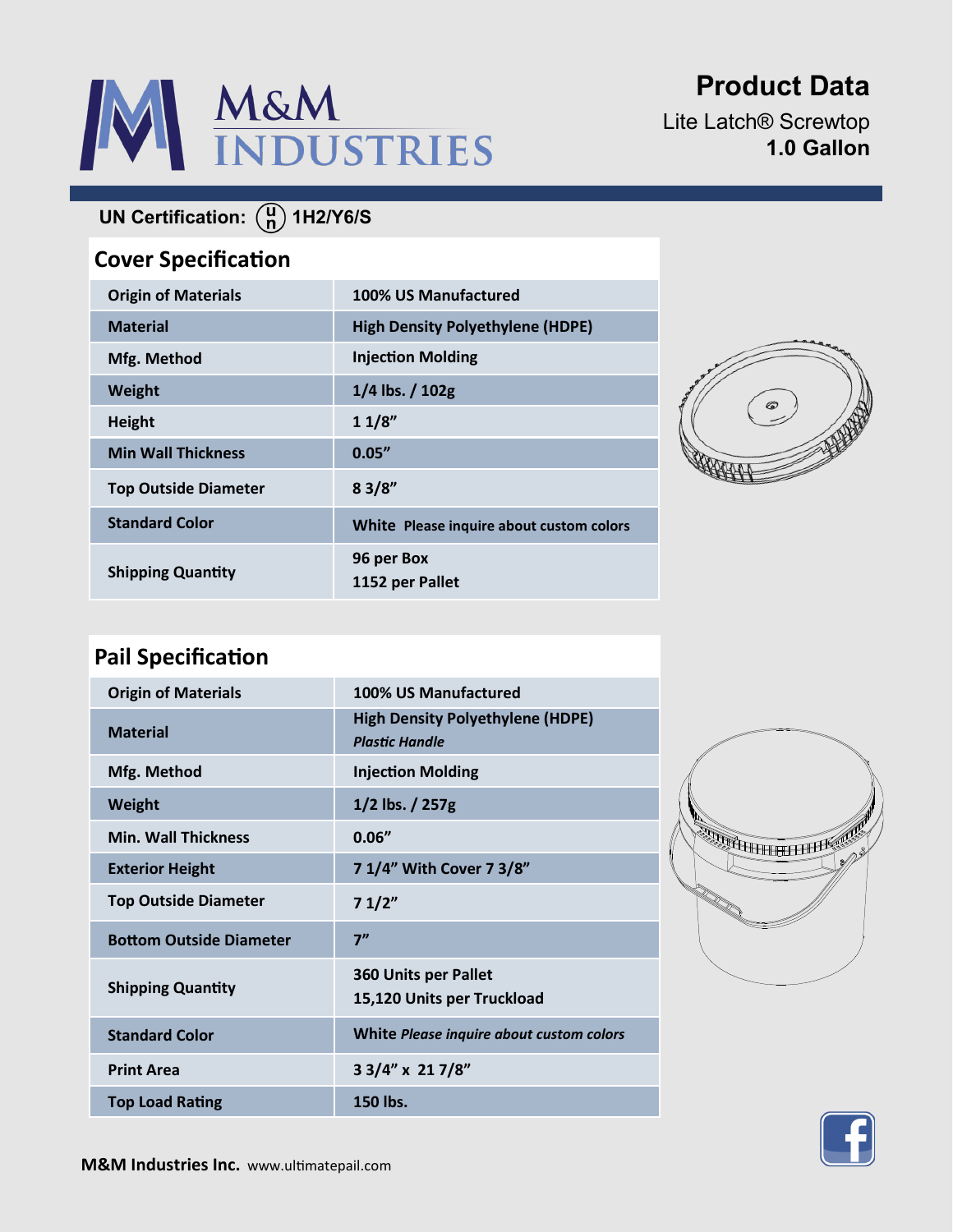# M&M INDUSTRIES

## Product Data

Lite Latch® Screwtop
**1.0 Gallon**

**UN Certification:** 1H2/Y6/S

## Cover Specification

| | |
|---|---|
| Origin of Materials | 100% US Manufactured |
| Material | High Density Polyethylene (HDPE) |
| Mfg. Method | Injection Molding |
| Weight | 1/4 lbs. / 102g |
| Height | 1 1/8” |
| Min Wall Thickness | 0.05” |
| Top Outside Diameter | 8 3/8” |
| Standard Color | White Please inquire about custom colors |
| Shipping Quantity | 96 per Box<br>1152 per Pallet |

## Pail Specification

| | |
|---|---|
| Origin of Materials | 100% US Manufactured |
| Material | High Density Polyethylene (HDPE)<br>*Plastic Handle* |
| Mfg. Method | Injection Molding |
| Weight | 1/2 lbs. / 257g |
| Min. Wall Thickness | 0.06” |
| Exterior Height | 7 1/4” With Cover 7 3/8” |
| Top Outside Diameter | 7 1/2” |
| Bottom Outside Diameter | 7” |
| Shipping Quantity | 360 Units per Pallet<br>15,120 Units per Truckload |
| Standard Color | White *Please inquire about custom colors* |
| Print Area | 3 3/4” x 21 7/8” |
| Top Load Rating | 150 lbs. |

**M&M Industries Inc.** www.ultimatepail.com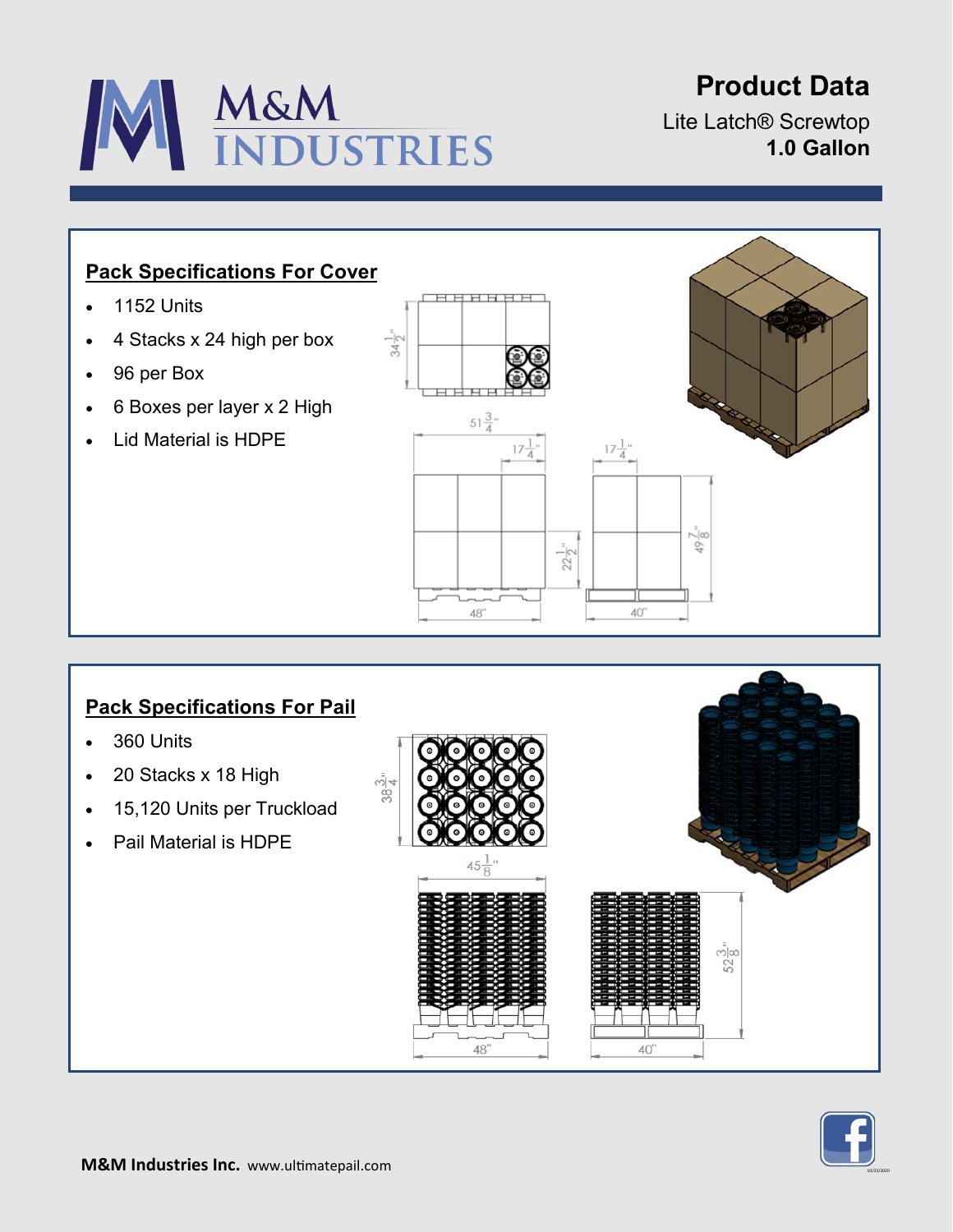M&M INDUSTRIES

# Product Data

Lite Latch® Screwtop
**1.0 Gallon**

## Pack Specifications For Cover

- 1152 Units
- 4 Stacks x 24 high per box
- 96 per Box
- 6 Boxes per layer x 2 High
- Lid Material is HDPE

34 1/2"
51 3/4"
17 1/4"
17 1/4"
22 1/2"
49 7/8"
48"
40"

## Pack Specifications For Pail

- 360 Units
- 20 Stacks x 18 High
- 15,120 Units per Truckload
- Pail Material is HDPE

38 3/4"
45 1/8"
52 3/8"
48"
40"

**M&M Industries Inc.** www.ultimatepail.com

10/23/2020